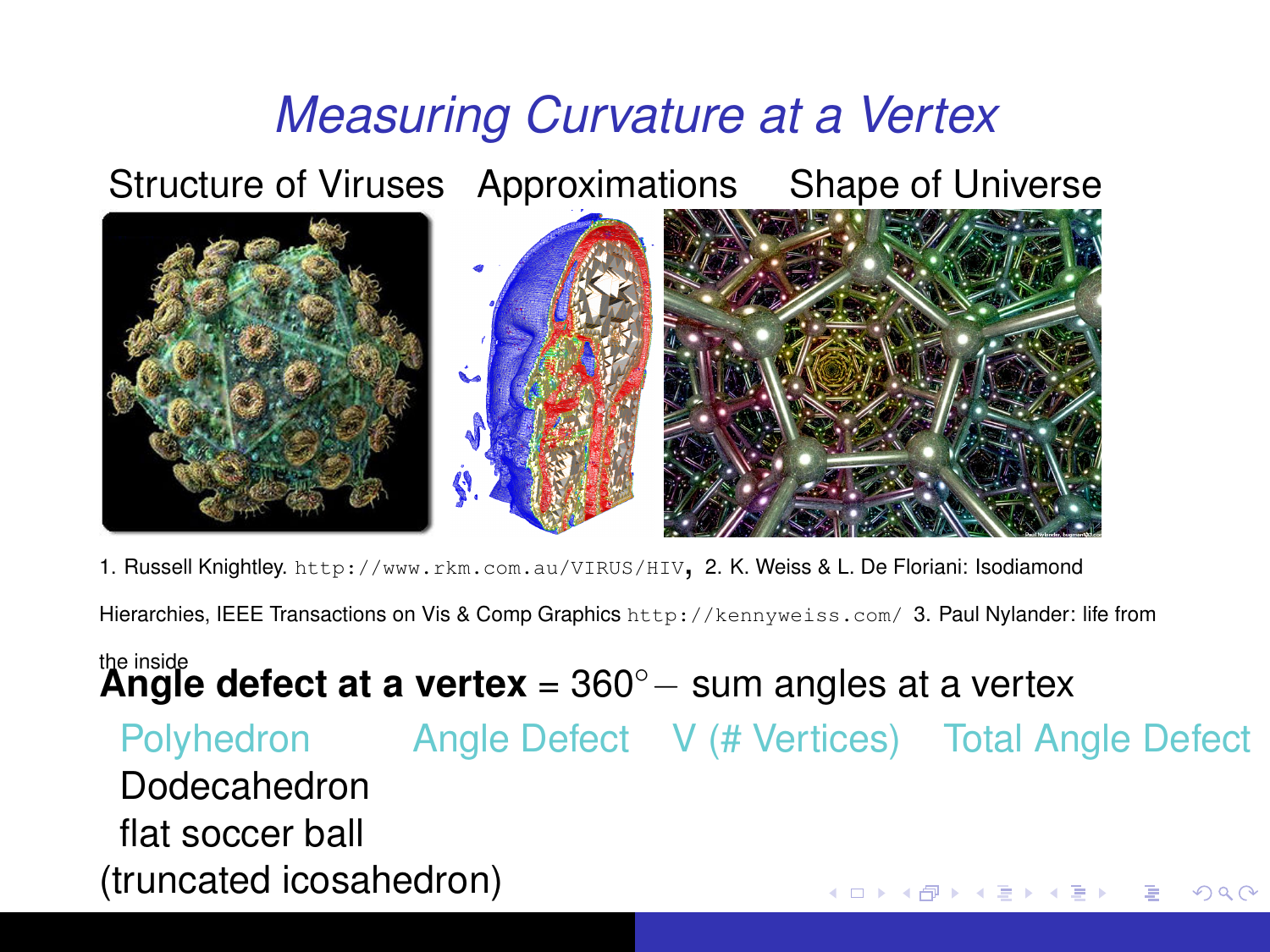# *Measuring Curvature at a Vertex*

Structure of Viruses Approximations Shape of Universe

1. Russell Knightley. http://www.rkm.com.au/VIRUS/HIV, 2. K. Weiss & L. De Floriani: Isodiamond Hierarchies, IEEE Transactions on Vis & Comp Graphics http://kennyweiss.com/ 3. Paul Nylander: life from the inside

**Angle defect at a vertex** = $360^\circ -$ sum angles at a vertex

| Polyhedron | Angle Defect | V (# Vertices) | Total Angle Defect |
|---|---|---|---|
| Dodecahedron | | | |
| flat soccer ball (truncated icosahedron) | | | |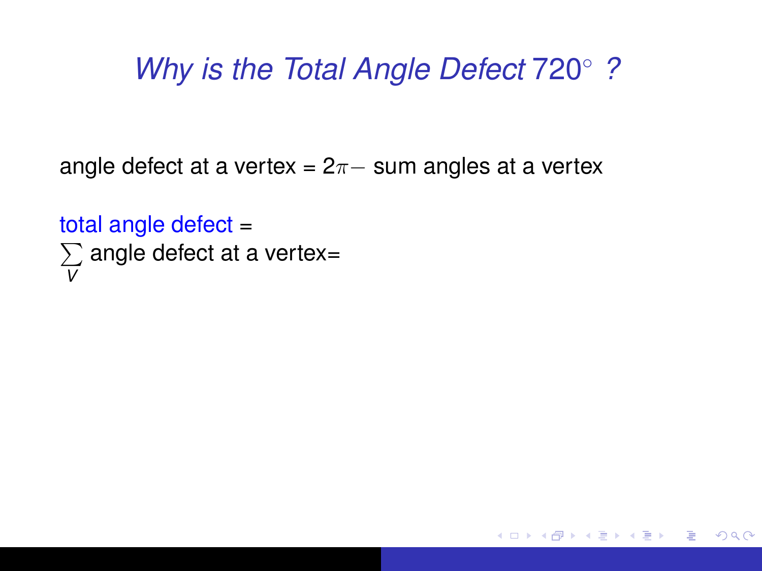# *Why is the Total Angle Defect* $720^\circ$ *?*

angle defect at a vertex = $2\pi -$ sum angles at a vertex

total angle defect =

$\sum_{V}$ angle defect at a vertex=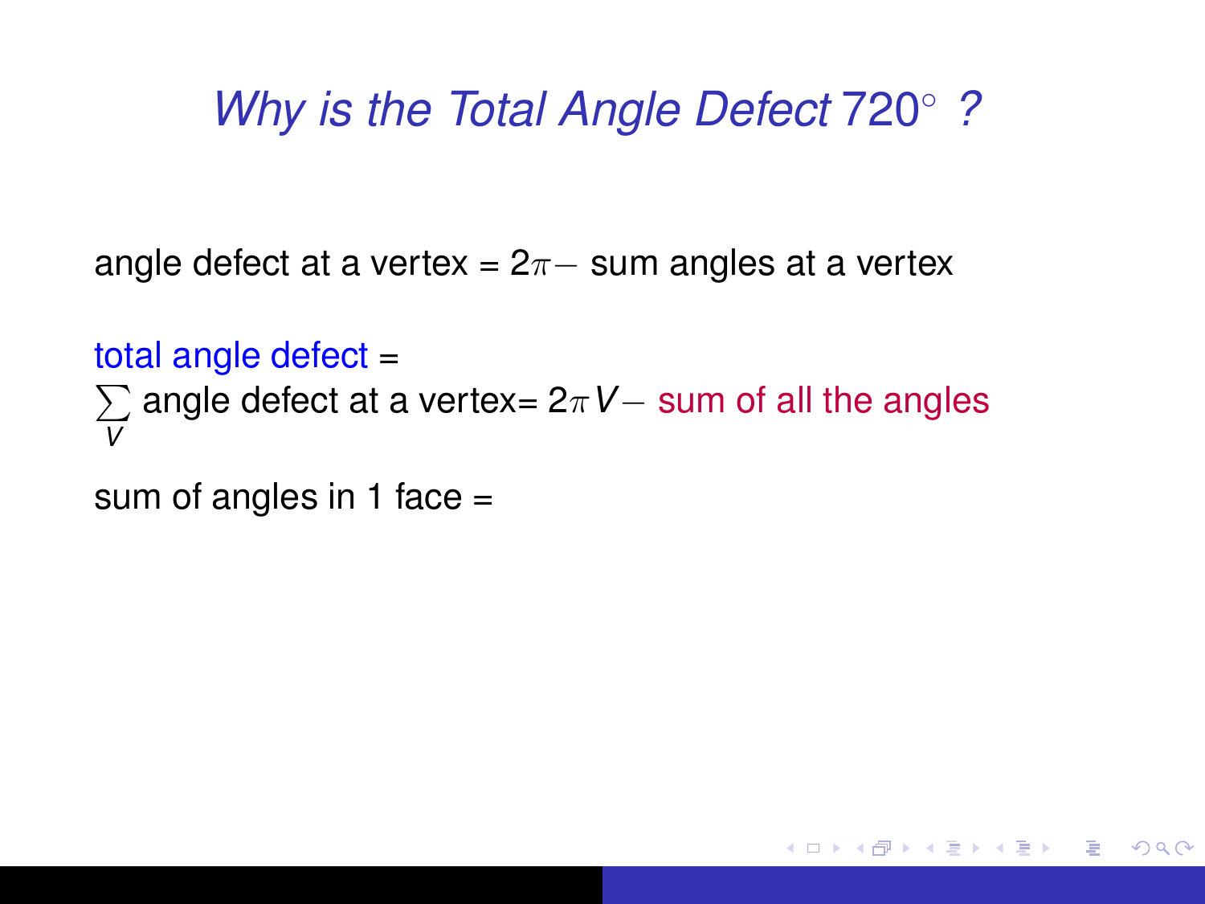## *Why is the Total Angle Defect* $720^\circ$ *?*

angle defect at a vertex = $2\pi -$ sum angles at a vertex

total angle defect =

$\sum_{V}$ angle defect at a vertex= $2\pi V -$ sum of all the angles

sum of angles in 1 face =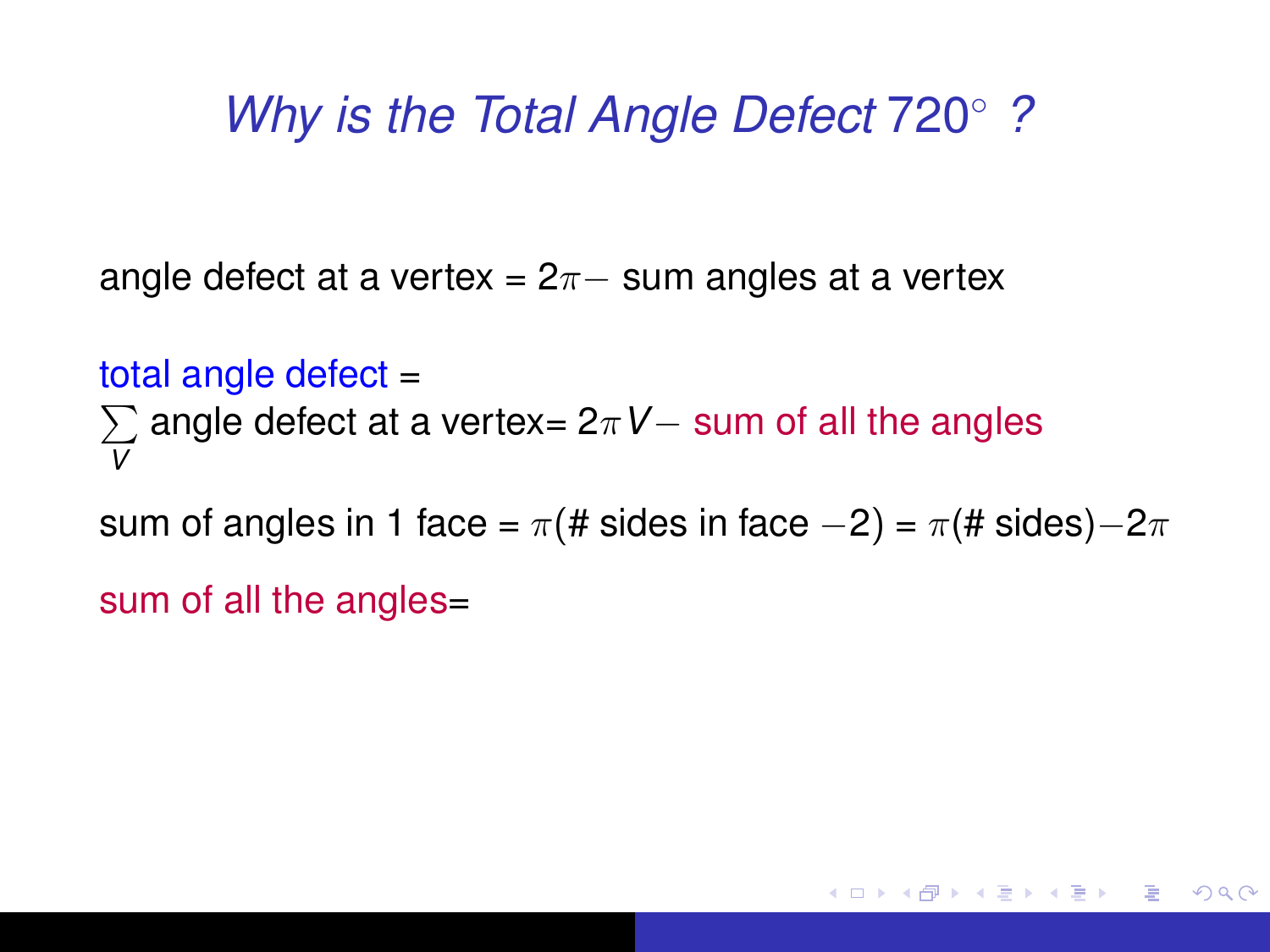# *Why is the Total Angle Defect* $720^\circ$ *?*

angle defect at a vertex = $2\pi -$ sum angles at a vertex

total angle defect =
$\sum_V$ angle defect at a vertex= $2\pi V -$ sum of all the angles

sum of angles in 1 face = $\pi$(# sides in face $-2$) = $\pi$(# sides)$-2\pi$

sum of all the angles=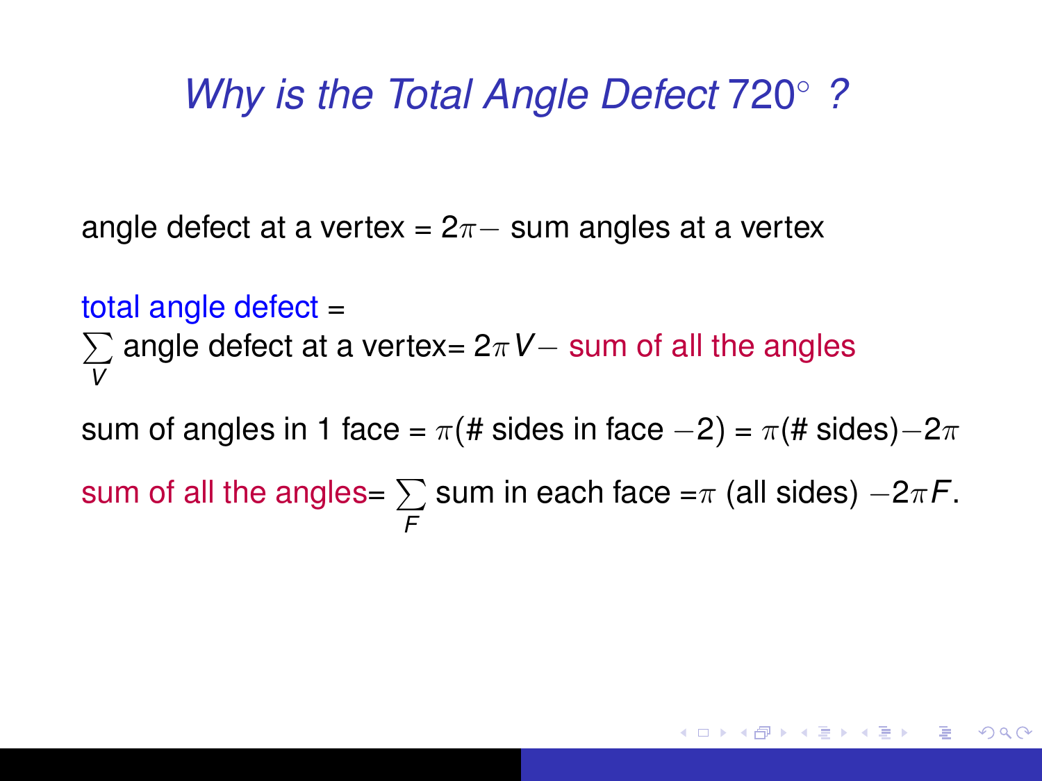# *Why is the Total Angle Defect* $720^\circ$ *?*

angle defect at a vertex = $2\pi -$ sum angles at a vertex

total angle defect =
$\sum_V$ angle defect at a vertex= $2\pi V -$ sum of all the angles

sum of angles in 1 face = $\pi$(# sides in face $-2$) = $\pi$(# sides)$-2\pi$

sum of all the angles= $\sum_F$ sum in each face =$\pi$ (all sides) $-2\pi F$.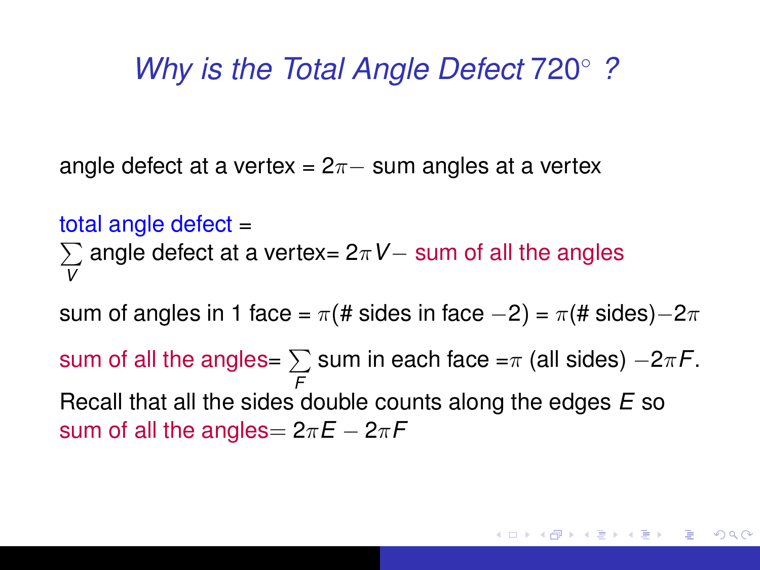# *Why is the Total Angle Defect* $720^\circ$ *?*

angle defect at a vertex = $2\pi -$ sum angles at a vertex

total angle defect =
$\sum_V$ angle defect at a vertex= $2\pi V -$ sum of all the angles

sum of angles in 1 face = $\pi$(# sides in face $-2$) = $\pi$(# sides)$-2\pi$

sum of all the angles= $\sum_F$ sum in each face =$\pi$ (all sides) $-2\pi F$.
Recall that all the sides double counts along the edges $E$ so
sum of all the angles$= 2\pi E - 2\pi F$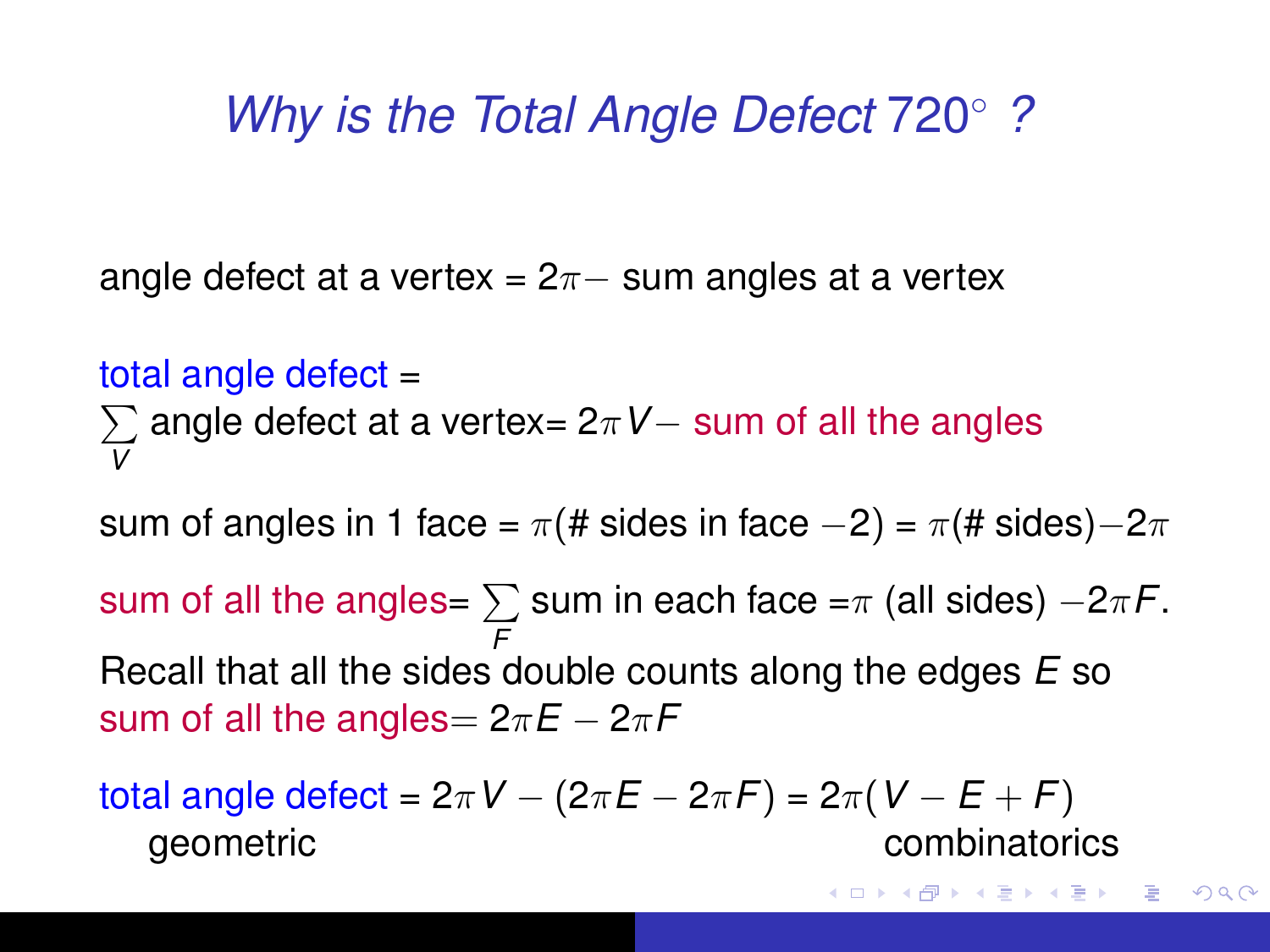# *Why is the Total Angle Defect* $720^\circ$ *?*

angle defect at a vertex = $2\pi -$ sum angles at a vertex

total angle defect =
$\sum_V$ angle defect at a vertex= $2\pi V -$ sum of all the angles

sum of angles in 1 face = $\pi$(# sides in face $-2$) = $\pi$(# sides)$-2\pi$

sum of all the angles= $\sum_F$ sum in each face =$\pi$ (all sides) $-2\pi F$.
Recall that all the sides double counts along the edges $E$ so
sum of all the angles$= 2\pi E - 2\pi F$

total angle defect = $2\pi V - (2\pi E - 2\pi F)$ = $2\pi(V - E + F)$
geometric combinatorics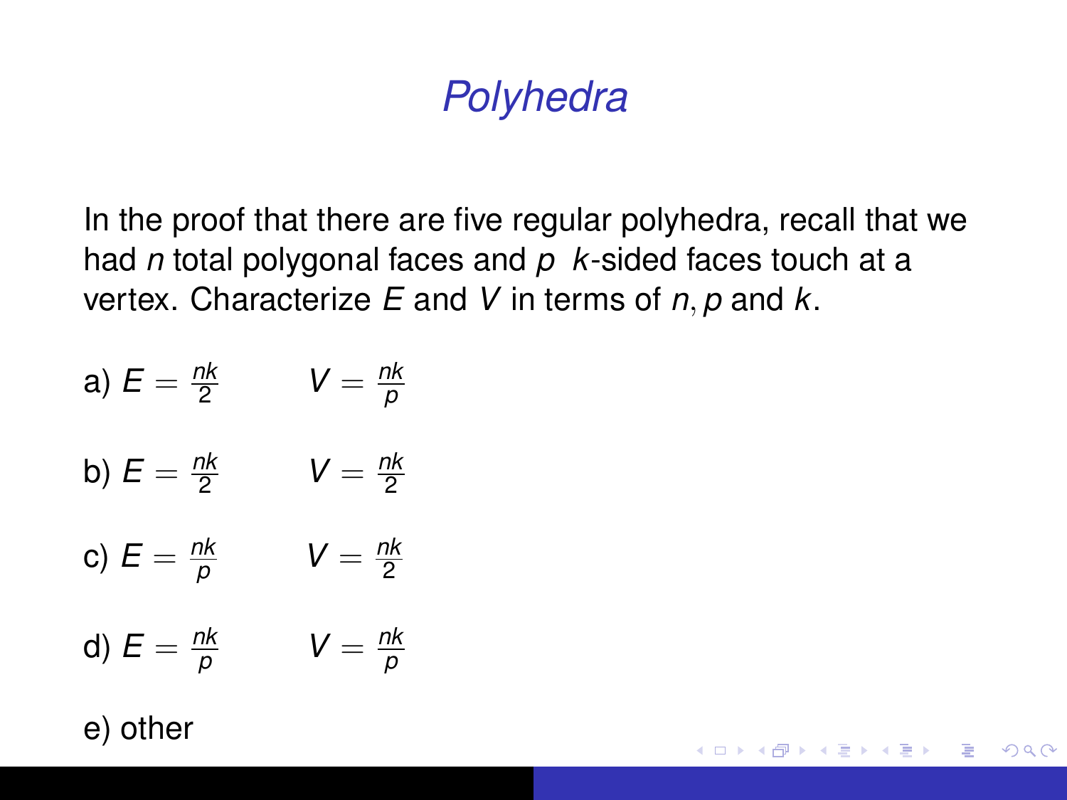# Polyhedra

In the proof that there are five regular polyhedra, recall that we had $n$ total polygonal faces and $p$ $k$-sided faces touch at a vertex. Characterize $E$ and $V$ in terms of $n, p$ and $k$.

a) $E = \frac{nk}{2}$ $\qquad V = \frac{nk}{p}$

b) $E = \frac{nk}{2}$ $\qquad V = \frac{nk}{2}$

c) $E = \frac{nk}{p}$ $\qquad V = \frac{nk}{2}$

d) $E = \frac{nk}{p}$ $\qquad V = \frac{nk}{p}$

e) other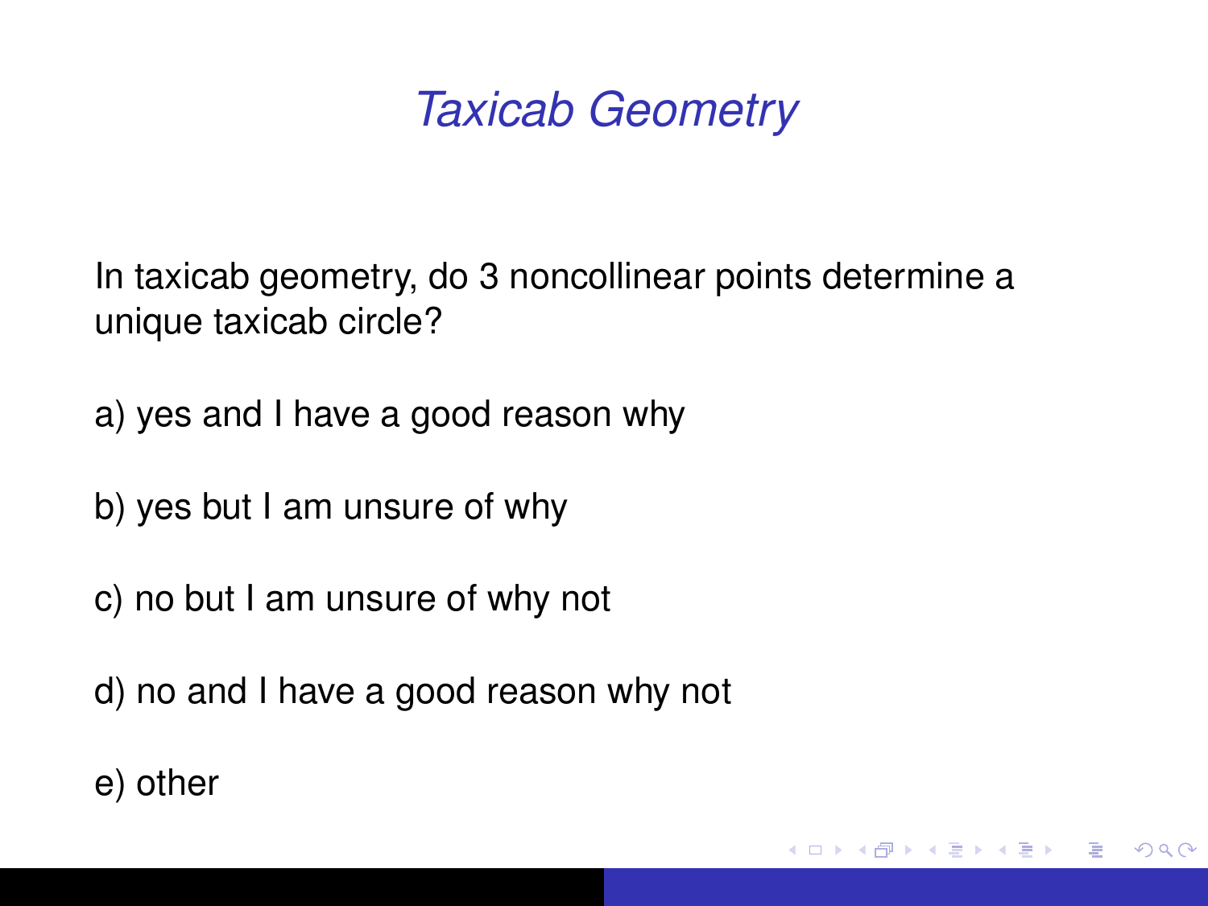# *Taxicab Geometry*

In taxicab geometry, do 3 noncollinear points determine a unique taxicab circle?

a) yes and I have a good reason why

b) yes but I am unsure of why

c) no but I am unsure of why not

d) no and I have a good reason why not

e) other